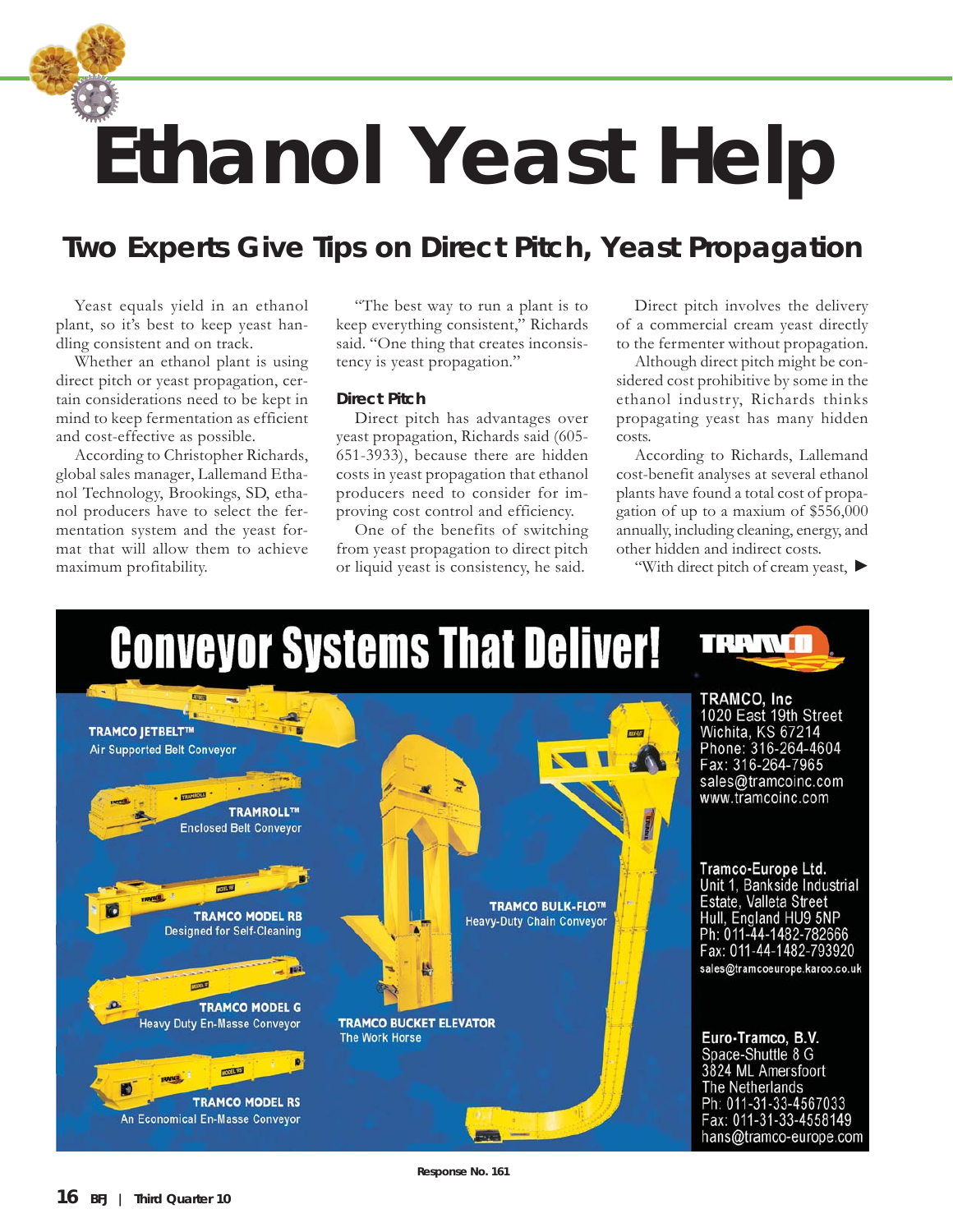# Ethanol Yeast Help

## Two Experts Give Tips on Direct Pitch, Yeast Propagation

Yeast equals yield in an ethanol plant, so it's best to keep yeast handling consistent and on track.

Whether an ethanol plant is using direct pitch or yeast propagation, certain considerations need to be kept in mind to keep fermentation as efficient and cost-effective as possible.

According to Christopher Richards, global sales manager, Lallemand Ethanol Technology, Brookings, SD, ethanol producers have to select the fermentation system and the yeast format that will allow them to achieve maximum profitability.

"The best way to run a plant is to keep everything consistent," Richards said. "One thing that creates inconsistency is yeast propagation."

### Direct Pitch

Direct pitch has advantages over yeast propagation, Richards said (605-651-3933), because there are hidden costs in yeast propagation that ethanol producers need to consider for improving cost control and efficiency.

One of the benefits of switching from yeast propagation to direct pitch or liquid yeast is consistency, he said.

Direct pitch involves the delivery of a commercial cream yeast directly to the fermenter without propagation.

Although direct pitch might be considered cost prohibitive by some in the ethanol industry, Richards thinks propagating yeast has many hidden costs.

According to Richards, Lallemand cost-benefit analyses at several ethanol plants have found a total cost of propagation of up to a maximum of $556,000 annually, including cleaning, energy, and other hidden and indirect costs.

"With direct pitch of cream yeast, ▶

---

# Conveyor Systems That Deliver!

**TRAMCO JETBELT™**
Air Supported Belt Conveyor

**TRAMROLL™**
Enclosed Belt Conveyor

**TRAMCO MODEL RB**
Designed for Self-Cleaning

**TRAMCO MODEL G**
Heavy Duty En-Masse Conveyor

**TRAMCO MODEL RS**
An Economical En-Masse Conveyor

**TRAMCO BUCKET ELEVATOR**
The Work Horse

**TRAMCO BULK-FLO™**
Heavy-Duty Chain Conveyor

**TRAMCO, Inc**
1020 East 19th Street
Wichita, KS 67214
Phone: 316-264-4604
Fax: 316-264-7965
sales@tramcoinc.com
www.tramcoinc.com

**Tramco-Europe Ltd.**
Unit 1, Bankside Industrial Estate, Valleta Street
Hull, England HU9 5NP
Ph: 011-44-1482-782666
Fax: 011-44-1482-793920
sales@tramcoeurope.karoo.co.uk

**Euro-Tramco, B.V.**
Space-Shuttle 8 G
3824 ML Amersfoort
The Netherlands
Ph: 011-31-33-4567033
Fax: 011-31-33-4558149
hans@tramco-europe.com

Response No. 161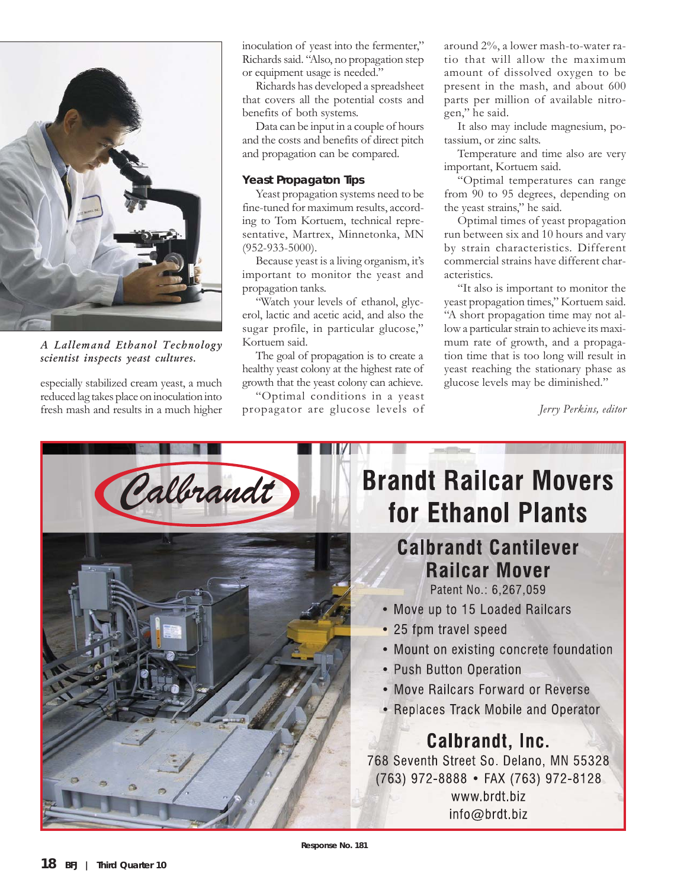A Lallemand Ethanol Technology scientist inspects yeast cultures.

especially stabilized cream yeast, a much reduced lag takes place on inoculation into fresh mash and results in a much higher inoculation of yeast into the fermenter," Richards said. "Also, no propagation step or equipment usage is needed."

Richards has developed a spreadsheet that covers all the potential costs and benefits of both systems.

Data can be input in a couple of hours and the costs and benefits of direct pitch and propagation can be compared.

### Yeast Propagaton Tips

Yeast propagation systems need to be fine-tuned for maximum results, according to Tom Kortuem, technical representative, Martrex, Minnetonka, MN (952-933-5000).

Because yeast is a living organism, it's important to monitor the yeast and propagation tanks.

"Watch your levels of ethanol, glycerol, lactic and acetic acid, and also the sugar profile, in particular glucose," Kortuem said.

The goal of propagation is to create a healthy yeast colony at the highest rate of growth that the yeast colony can achieve.

"Optimal conditions in a yeast propagator are glucose levels of around 2%, a lower mash-to-water ratio that will allow the maximum amount of dissolved oxygen to be present in the mash, and about 600 parts per million of available nitrogen," he said.

It also may include magnesium, potassium, or zinc salts.

Temperature and time also are very important, Kortuem said.

"Optimal temperatures can range from 90 to 95 degrees, depending on the yeast strains," he said.

Optimal times of yeast propagation run between six and 10 hours and vary by strain characteristics. Different commercial strains have different characteristics.

"It also is important to monitor the yeast propagation times," Kortuem said. "A short propagation time may not allow a particular strain to achieve its maximum rate of growth, and a propagation time that is too long will result in yeast reaching the stationary phase as glucose levels may be diminished."

*Jerry Perkins, editor*

Calbrandt

**Brandt Railcar Movers for Ethanol Plants**

**Calbrandt Cantilever Railcar Mover**

Patent No.: 6,267,059

- Move up to 15 Loaded Railcars
- 25 fpm travel speed
- Mount on existing concrete foundation
- Push Button Operation
- Move Railcars Forward or Reverse
- Replaces Track Mobile and Operator

**Calbrandt, Inc.**

768 Seventh Street So. Delano, MN 55328

(763) 972-8888 • FAX (763) 972-8128

www.brdt.biz

info@brdt.biz

Response No. 181